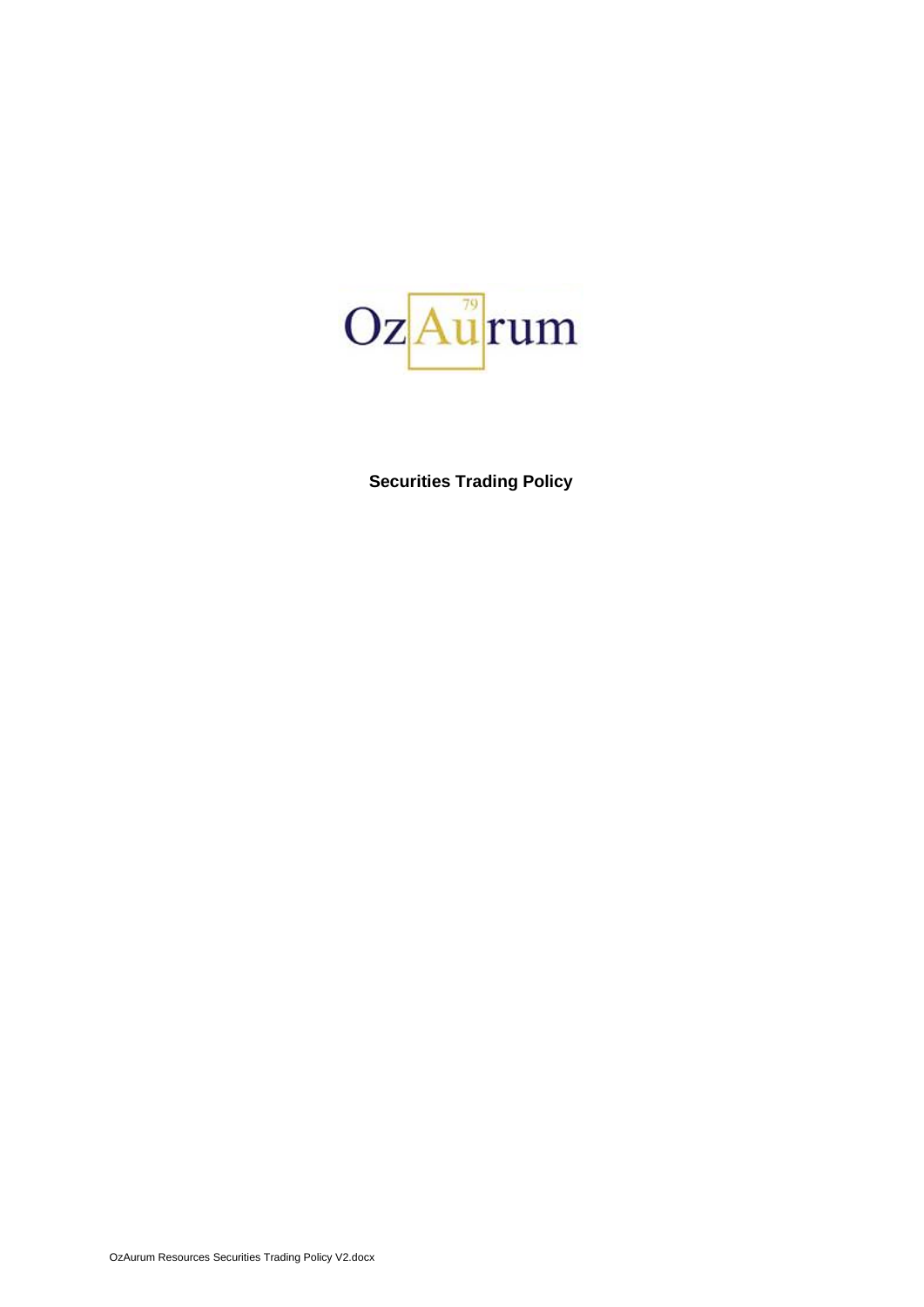OzAurum

**Securities Trading Policy**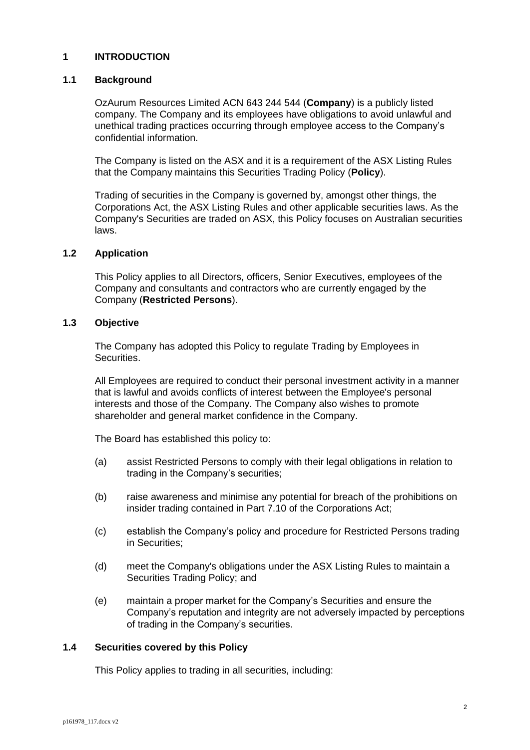# 1 INTRODUCTION

## 1.1 Background

OzAurum Resources Limited ACN 643 244 544 (**Company**) is a publicly listed company. The Company and its employees have obligations to avoid unlawful and unethical trading practices occurring through employee access to the Company's confidential information.

The Company is listed on the ASX and it is a requirement of the ASX Listing Rules that the Company maintains this Securities Trading Policy (**Policy**).

Trading of securities in the Company is governed by, amongst other things, the Corporations Act, the ASX Listing Rules and other applicable securities laws. As the Company's Securities are traded on ASX, this Policy focuses on Australian securities laws.

## 1.2 Application

This Policy applies to all Directors, officers, Senior Executives, employees of the Company and consultants and contractors who are currently engaged by the Company (**Restricted Persons**).

## 1.3 Objective

The Company has adopted this Policy to regulate Trading by Employees in Securities.

All Employees are required to conduct their personal investment activity in a manner that is lawful and avoids conflicts of interest between the Employee's personal interests and those of the Company. The Company also wishes to promote shareholder and general market confidence in the Company.

The Board has established this policy to:

(a) assist Restricted Persons to comply with their legal obligations in relation to trading in the Company's securities;

(b) raise awareness and minimise any potential for breach of the prohibitions on insider trading contained in Part 7.10 of the Corporations Act;

(c) establish the Company's policy and procedure for Restricted Persons trading in Securities;

(d) meet the Company's obligations under the ASX Listing Rules to maintain a Securities Trading Policy; and

(e) maintain a proper market for the Company's Securities and ensure the Company's reputation and integrity are not adversely impacted by perceptions of trading in the Company's securities.

## 1.4 Securities covered by this Policy

This Policy applies to trading in all securities, including: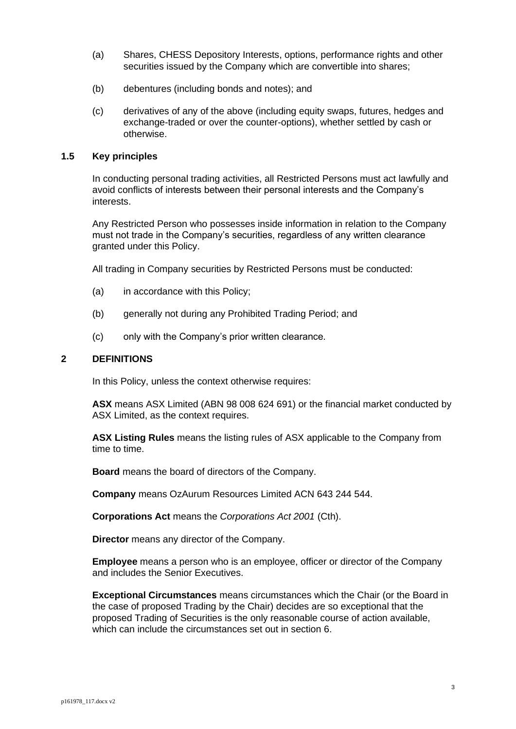(a) Shares, CHESS Depository Interests, options, performance rights and other securities issued by the Company which are convertible into shares;

(b) debentures (including bonds and notes); and

(c) derivatives of any of the above (including equity swaps, futures, hedges and exchange-traded or over the counter-options), whether settled by cash or otherwise.

### 1.5 Key principles

In conducting personal trading activities, all Restricted Persons must act lawfully and avoid conflicts of interests between their personal interests and the Company's interests.

Any Restricted Person who possesses inside information in relation to the Company must not trade in the Company's securities, regardless of any written clearance granted under this Policy.

All trading in Company securities by Restricted Persons must be conducted:

(a) in accordance with this Policy;

(b) generally not during any Prohibited Trading Period; and

(c) only with the Company's prior written clearance.

## 2 DEFINITIONS

In this Policy, unless the context otherwise requires:

**ASX** means ASX Limited (ABN 98 008 624 691) or the financial market conducted by ASX Limited, as the context requires.

**ASX Listing Rules** means the listing rules of ASX applicable to the Company from time to time.

**Board** means the board of directors of the Company.

**Company** means OzAurum Resources Limited ACN 643 244 544.

**Corporations Act** means the *Corporations Act 2001* (Cth).

**Director** means any director of the Company.

**Employee** means a person who is an employee, officer or director of the Company and includes the Senior Executives.

**Exceptional Circumstances** means circumstances which the Chair (or the Board in the case of proposed Trading by the Chair) decides are so exceptional that the proposed Trading of Securities is the only reasonable course of action available, which can include the circumstances set out in section 6.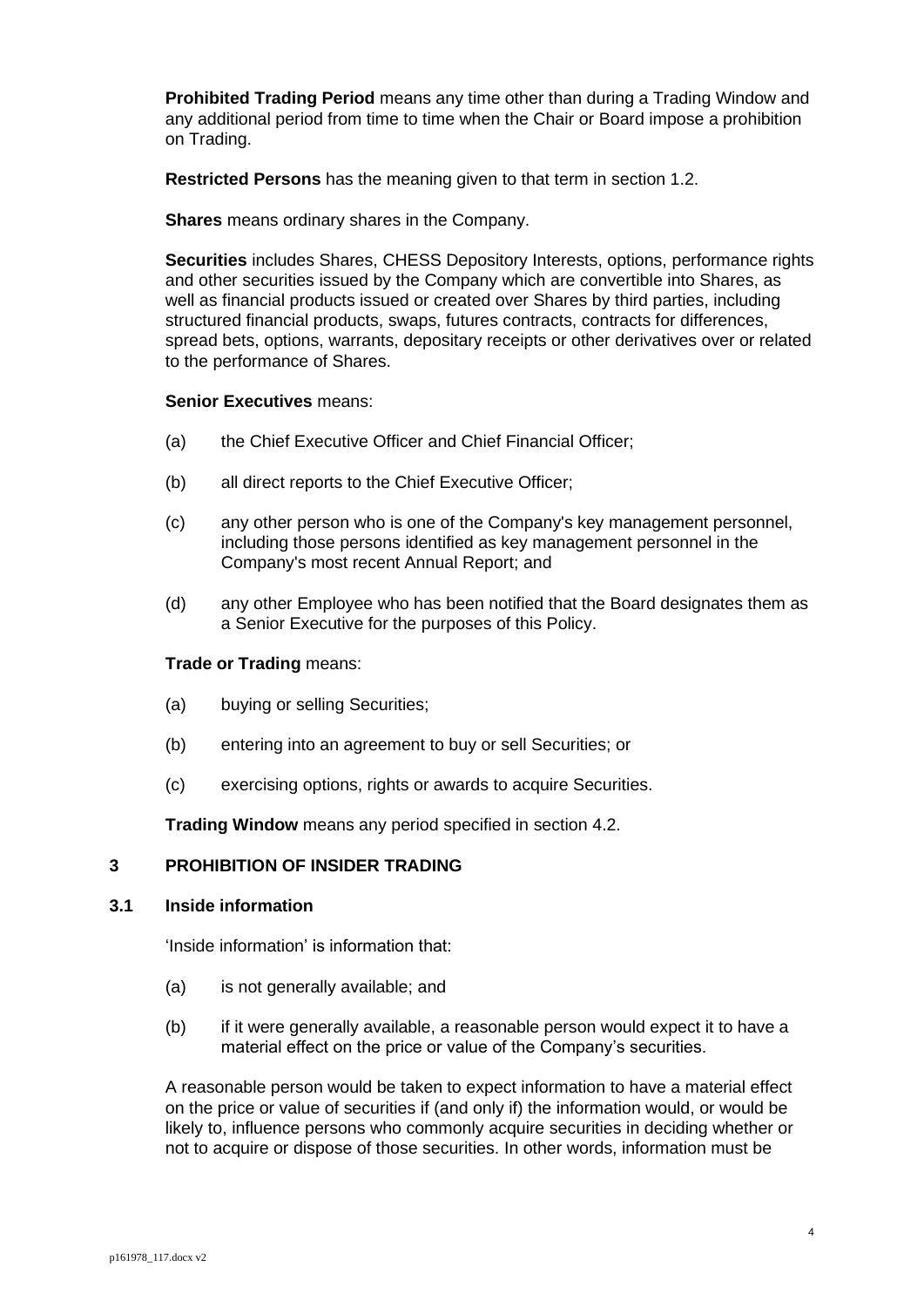**Prohibited Trading Period** means any time other than during a Trading Window and any additional period from time to time when the Chair or Board impose a prohibition on Trading.

**Restricted Persons** has the meaning given to that term in section 1.2.

**Shares** means ordinary shares in the Company.

**Securities** includes Shares, CHESS Depository Interests, options, performance rights and other securities issued by the Company which are convertible into Shares, as well as financial products issued or created over Shares by third parties, including structured financial products, swaps, futures contracts, contracts for differences, spread bets, options, warrants, depositary receipts or other derivatives over or related to the performance of Shares.

**Senior Executives** means:

(a) the Chief Executive Officer and Chief Financial Officer;

(b) all direct reports to the Chief Executive Officer;

(c) any other person who is one of the Company's key management personnel, including those persons identified as key management personnel in the Company's most recent Annual Report; and

(d) any other Employee who has been notified that the Board designates them as a Senior Executive for the purposes of this Policy.

**Trade or Trading** means:

(a) buying or selling Securities;

(b) entering into an agreement to buy or sell Securities; or

(c) exercising options, rights or awards to acquire Securities.

**Trading Window** means any period specified in section 4.2.

## 3 PROHIBITION OF INSIDER TRADING

### 3.1 Inside information

'Inside information' is information that:

(a) is not generally available; and

(b) if it were generally available, a reasonable person would expect it to have a material effect on the price or value of the Company's securities.

A reasonable person would be taken to expect information to have a material effect on the price or value of securities if (and only if) the information would, or would be likely to, influence persons who commonly acquire securities in deciding whether or not to acquire or dispose of those securities. In other words, information must be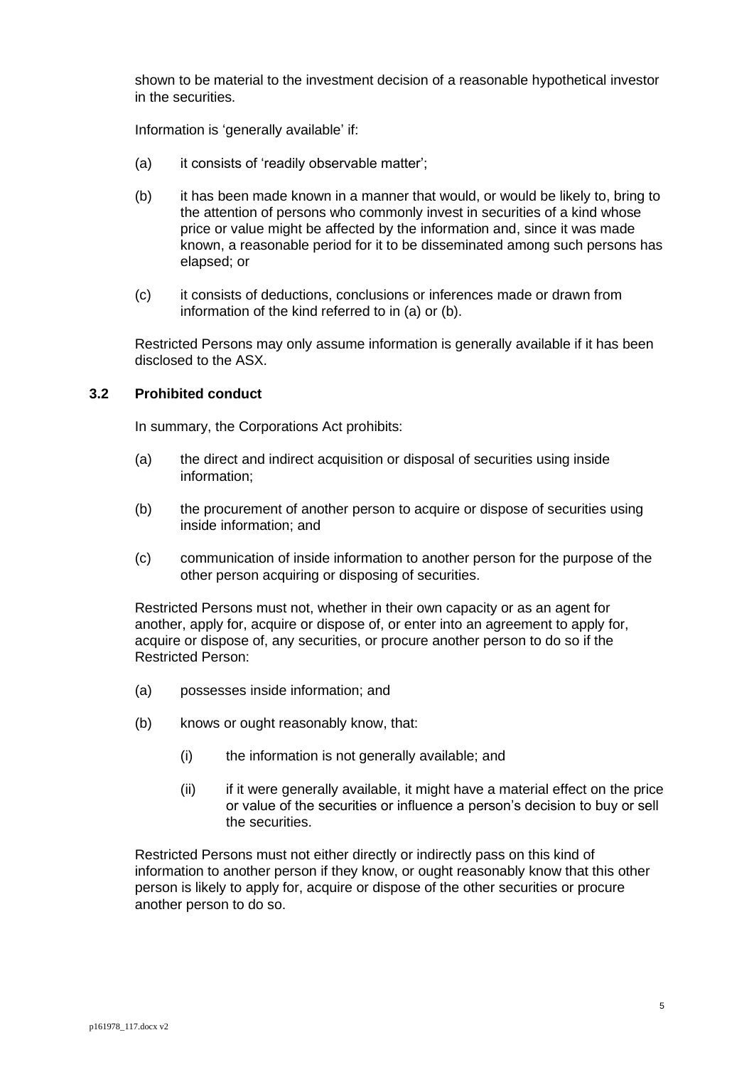shown to be material to the investment decision of a reasonable hypothetical investor in the securities.

Information is 'generally available' if:

(a) it consists of 'readily observable matter';

(b) it has been made known in a manner that would, or would be likely to, bring to the attention of persons who commonly invest in securities of a kind whose price or value might be affected by the information and, since it was made known, a reasonable period for it to be disseminated among such persons has elapsed; or

(c) it consists of deductions, conclusions or inferences made or drawn from information of the kind referred to in (a) or (b).

Restricted Persons may only assume information is generally available if it has been disclosed to the ASX.

### 3.2 Prohibited conduct

In summary, the Corporations Act prohibits:

(a) the direct and indirect acquisition or disposal of securities using inside information;

(b) the procurement of another person to acquire or dispose of securities using inside information; and

(c) communication of inside information to another person for the purpose of the other person acquiring or disposing of securities.

Restricted Persons must not, whether in their own capacity or as an agent for another, apply for, acquire or dispose of, or enter into an agreement to apply for, acquire or dispose of, any securities, or procure another person to do so if the Restricted Person:

(a) possesses inside information; and

(b) knows or ought reasonably know, that:

  (i) the information is not generally available; and

  (ii) if it were generally available, it might have a material effect on the price or value of the securities or influence a person's decision to buy or sell the securities.

Restricted Persons must not either directly or indirectly pass on this kind of information to another person if they know, or ought reasonably know that this other person is likely to apply for, acquire or dispose of the other securities or procure another person to do so.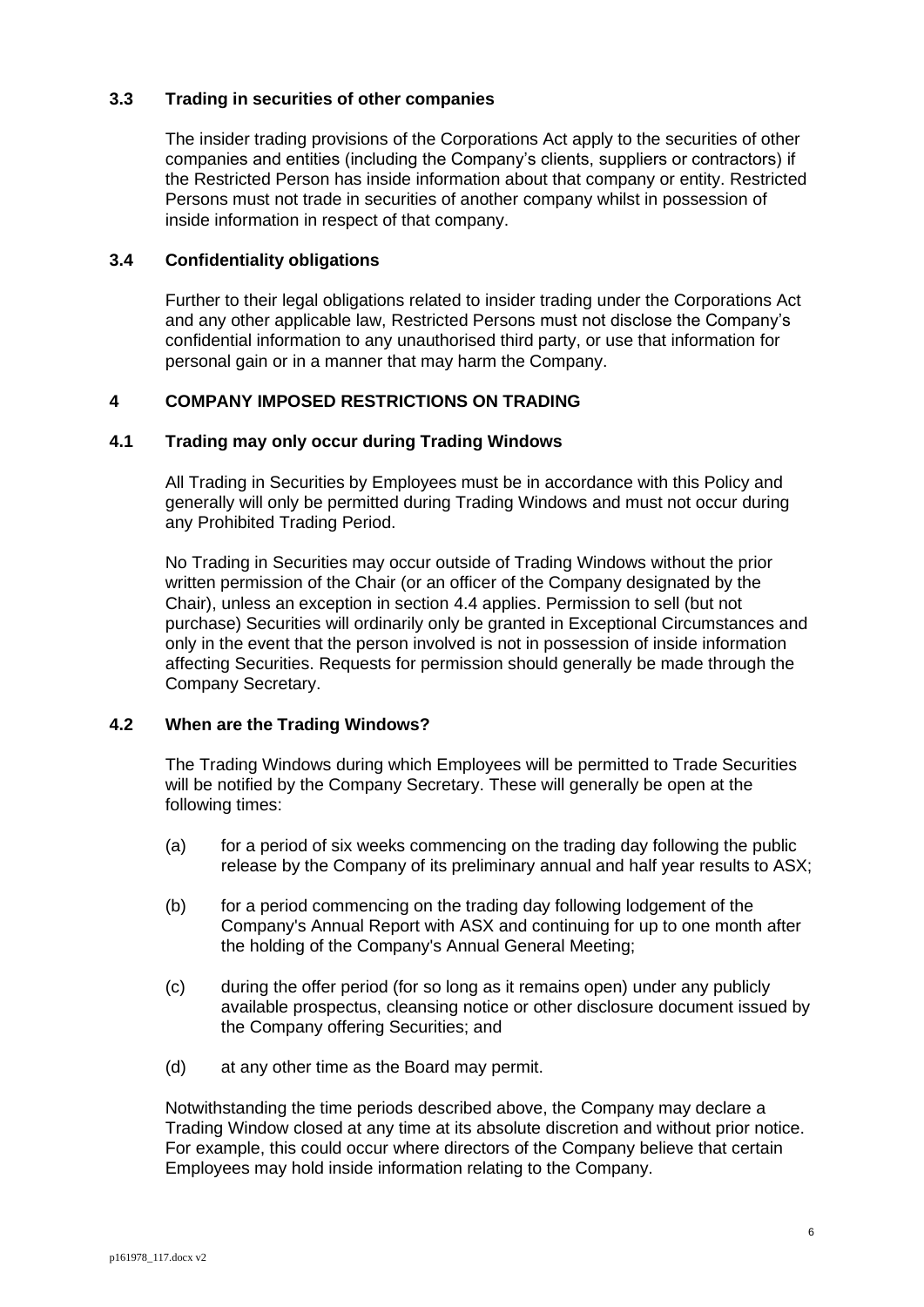### 3.3 Trading in securities of other companies

The insider trading provisions of the Corporations Act apply to the securities of other companies and entities (including the Company's clients, suppliers or contractors) if the Restricted Person has inside information about that company or entity. Restricted Persons must not trade in securities of another company whilst in possession of inside information in respect of that company.

### 3.4 Confidentiality obligations

Further to their legal obligations related to insider trading under the Corporations Act and any other applicable law, Restricted Persons must not disclose the Company's confidential information to any unauthorised third party, or use that information for personal gain or in a manner that may harm the Company.

## 4 COMPANY IMPOSED RESTRICTIONS ON TRADING

### 4.1 Trading may only occur during Trading Windows

All Trading in Securities by Employees must be in accordance with this Policy and generally will only be permitted during Trading Windows and must not occur during any Prohibited Trading Period.

No Trading in Securities may occur outside of Trading Windows without the prior written permission of the Chair (or an officer of the Company designated by the Chair), unless an exception in section 4.4 applies. Permission to sell (but not purchase) Securities will ordinarily only be granted in Exceptional Circumstances and only in the event that the person involved is not in possession of inside information affecting Securities. Requests for permission should generally be made through the Company Secretary.

### 4.2 When are the Trading Windows?

The Trading Windows during which Employees will be permitted to Trade Securities will be notified by the Company Secretary. These will generally be open at the following times:

(a) for a period of six weeks commencing on the trading day following the public release by the Company of its preliminary annual and half year results to ASX;

(b) for a period commencing on the trading day following lodgement of the Company's Annual Report with ASX and continuing for up to one month after the holding of the Company's Annual General Meeting;

(c) during the offer period (for so long as it remains open) under any publicly available prospectus, cleansing notice or other disclosure document issued by the Company offering Securities; and

(d) at any other time as the Board may permit.

Notwithstanding the time periods described above, the Company may declare a Trading Window closed at any time at its absolute discretion and without prior notice. For example, this could occur where directors of the Company believe that certain Employees may hold inside information relating to the Company.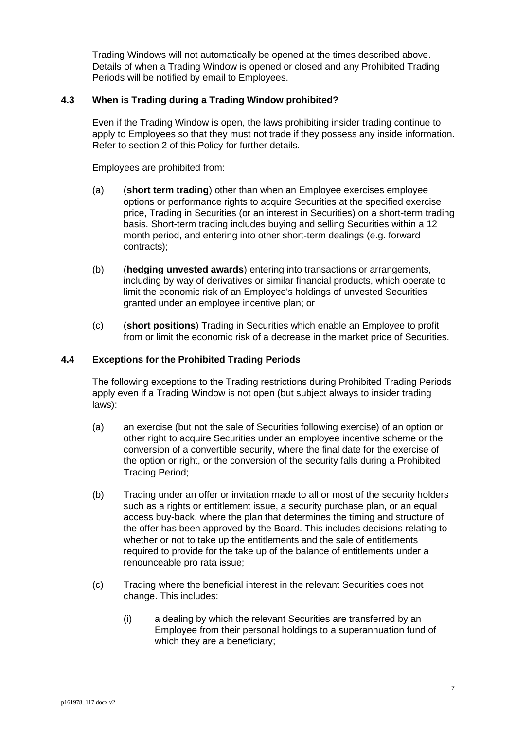Trading Windows will not automatically be opened at the times described above. Details of when a Trading Window is opened or closed and any Prohibited Trading Periods will be notified by email to Employees.

### 4.3 When is Trading during a Trading Window prohibited?

Even if the Trading Window is open, the laws prohibiting insider trading continue to apply to Employees so that they must not trade if they possess any inside information. Refer to section 2 of this Policy for further details.

Employees are prohibited from:

(a) (**short term trading**) other than when an Employee exercises employee options or performance rights to acquire Securities at the specified exercise price, Trading in Securities (or an interest in Securities) on a short-term trading basis. Short-term trading includes buying and selling Securities within a 12 month period, and entering into other short-term dealings (e.g. forward contracts);

(b) (**hedging unvested awards**) entering into transactions or arrangements, including by way of derivatives or similar financial products, which operate to limit the economic risk of an Employee's holdings of unvested Securities granted under an employee incentive plan; or

(c) (**short positions**) Trading in Securities which enable an Employee to profit from or limit the economic risk of a decrease in the market price of Securities.

### 4.4 Exceptions for the Prohibited Trading Periods

The following exceptions to the Trading restrictions during Prohibited Trading Periods apply even if a Trading Window is not open (but subject always to insider trading laws):

(a) an exercise (but not the sale of Securities following exercise) of an option or other right to acquire Securities under an employee incentive scheme or the conversion of a convertible security, where the final date for the exercise of the option or right, or the conversion of the security falls during a Prohibited Trading Period;

(b) Trading under an offer or invitation made to all or most of the security holders such as a rights or entitlement issue, a security purchase plan, or an equal access buy-back, where the plan that determines the timing and structure of the offer has been approved by the Board. This includes decisions relating to whether or not to take up the entitlements and the sale of entitlements required to provide for the take up of the balance of entitlements under a renounceable pro rata issue;

(c) Trading where the beneficial interest in the relevant Securities does not change. This includes:

  (i) a dealing by which the relevant Securities are transferred by an Employee from their personal holdings to a superannuation fund of which they are a beneficiary;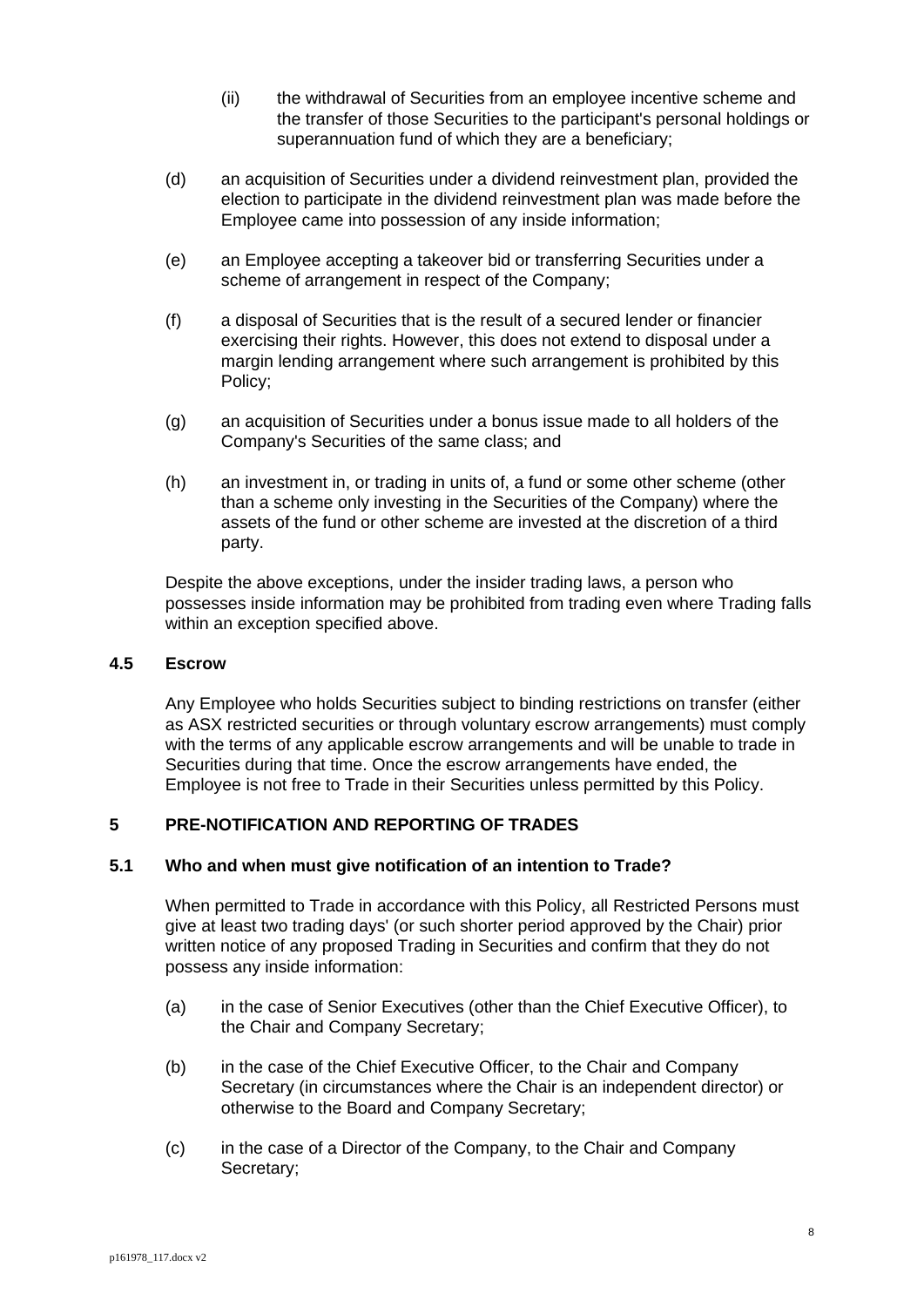(ii) the withdrawal of Securities from an employee incentive scheme and the transfer of those Securities to the participant's personal holdings or superannuation fund of which they are a beneficiary;

(d) an acquisition of Securities under a dividend reinvestment plan, provided the election to participate in the dividend reinvestment plan was made before the Employee came into possession of any inside information;

(e) an Employee accepting a takeover bid or transferring Securities under a scheme of arrangement in respect of the Company;

(f) a disposal of Securities that is the result of a secured lender or financier exercising their rights. However, this does not extend to disposal under a margin lending arrangement where such arrangement is prohibited by this Policy;

(g) an acquisition of Securities under a bonus issue made to all holders of the Company's Securities of the same class; and

(h) an investment in, or trading in units of, a fund or some other scheme (other than a scheme only investing in the Securities of the Company) where the assets of the fund or other scheme are invested at the discretion of a third party.

Despite the above exceptions, under the insider trading laws, a person who possesses inside information may be prohibited from trading even where Trading falls within an exception specified above.

### 4.5 Escrow

Any Employee who holds Securities subject to binding restrictions on transfer (either as ASX restricted securities or through voluntary escrow arrangements) must comply with the terms of any applicable escrow arrangements and will be unable to trade in Securities during that time. Once the escrow arrangements have ended, the Employee is not free to Trade in their Securities unless permitted by this Policy.

## 5 PRE-NOTIFICATION AND REPORTING OF TRADES

### 5.1 Who and when must give notification of an intention to Trade?

When permitted to Trade in accordance with this Policy, all Restricted Persons must give at least two trading days' (or such shorter period approved by the Chair) prior written notice of any proposed Trading in Securities and confirm that they do not possess any inside information:

(a) in the case of Senior Executives (other than the Chief Executive Officer), to the Chair and Company Secretary;

(b) in the case of the Chief Executive Officer, to the Chair and Company Secretary (in circumstances where the Chair is an independent director) or otherwise to the Board and Company Secretary;

(c) in the case of a Director of the Company, to the Chair and Company Secretary;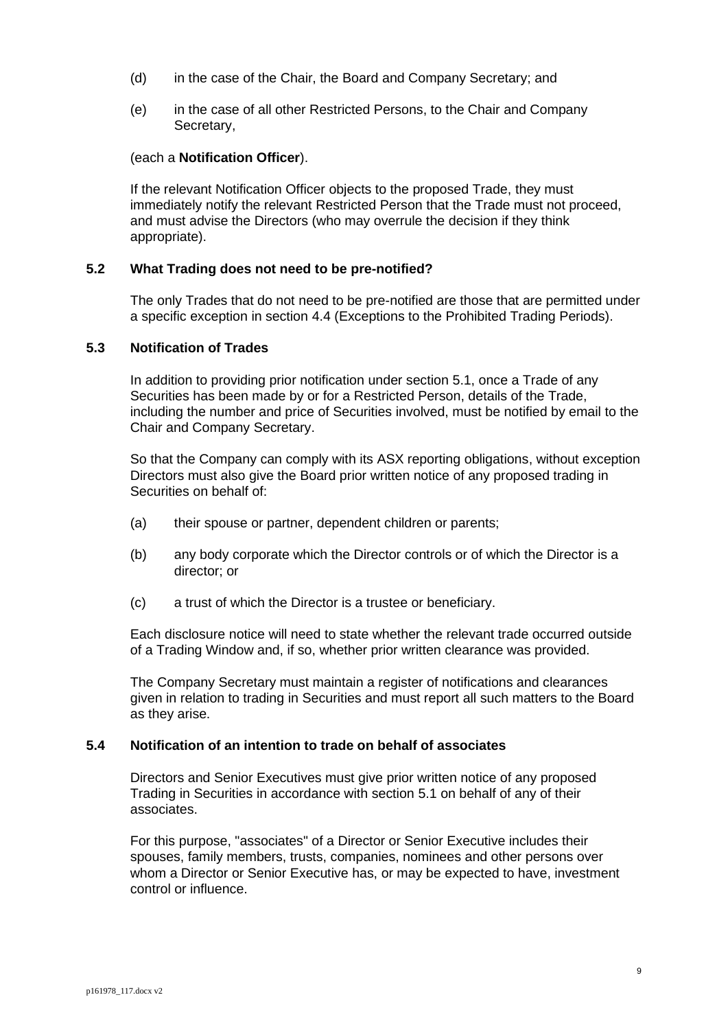(d) in the case of the Chair, the Board and Company Secretary; and

(e) in the case of all other Restricted Persons, to the Chair and Company Secretary,

(each a **Notification Officer**).

If the relevant Notification Officer objects to the proposed Trade, they must immediately notify the relevant Restricted Person that the Trade must not proceed, and must advise the Directors (who may overrule the decision if they think appropriate).

### 5.2 What Trading does not need to be pre-notified?

The only Trades that do not need to be pre-notified are those that are permitted under a specific exception in section 4.4 (Exceptions to the Prohibited Trading Periods).

### 5.3 Notification of Trades

In addition to providing prior notification under section 5.1, once a Trade of any Securities has been made by or for a Restricted Person, details of the Trade, including the number and price of Securities involved, must be notified by email to the Chair and Company Secretary.

So that the Company can comply with its ASX reporting obligations, without exception Directors must also give the Board prior written notice of any proposed trading in Securities on behalf of:

(a) their spouse or partner, dependent children or parents;

(b) any body corporate which the Director controls or of which the Director is a director; or

(c) a trust of which the Director is a trustee or beneficiary.

Each disclosure notice will need to state whether the relevant trade occurred outside of a Trading Window and, if so, whether prior written clearance was provided.

The Company Secretary must maintain a register of notifications and clearances given in relation to trading in Securities and must report all such matters to the Board as they arise.

### 5.4 Notification of an intention to trade on behalf of associates

Directors and Senior Executives must give prior written notice of any proposed Trading in Securities in accordance with section 5.1 on behalf of any of their associates.

For this purpose, "associates" of a Director or Senior Executive includes their spouses, family members, trusts, companies, nominees and other persons over whom a Director or Senior Executive has, or may be expected to have, investment control or influence.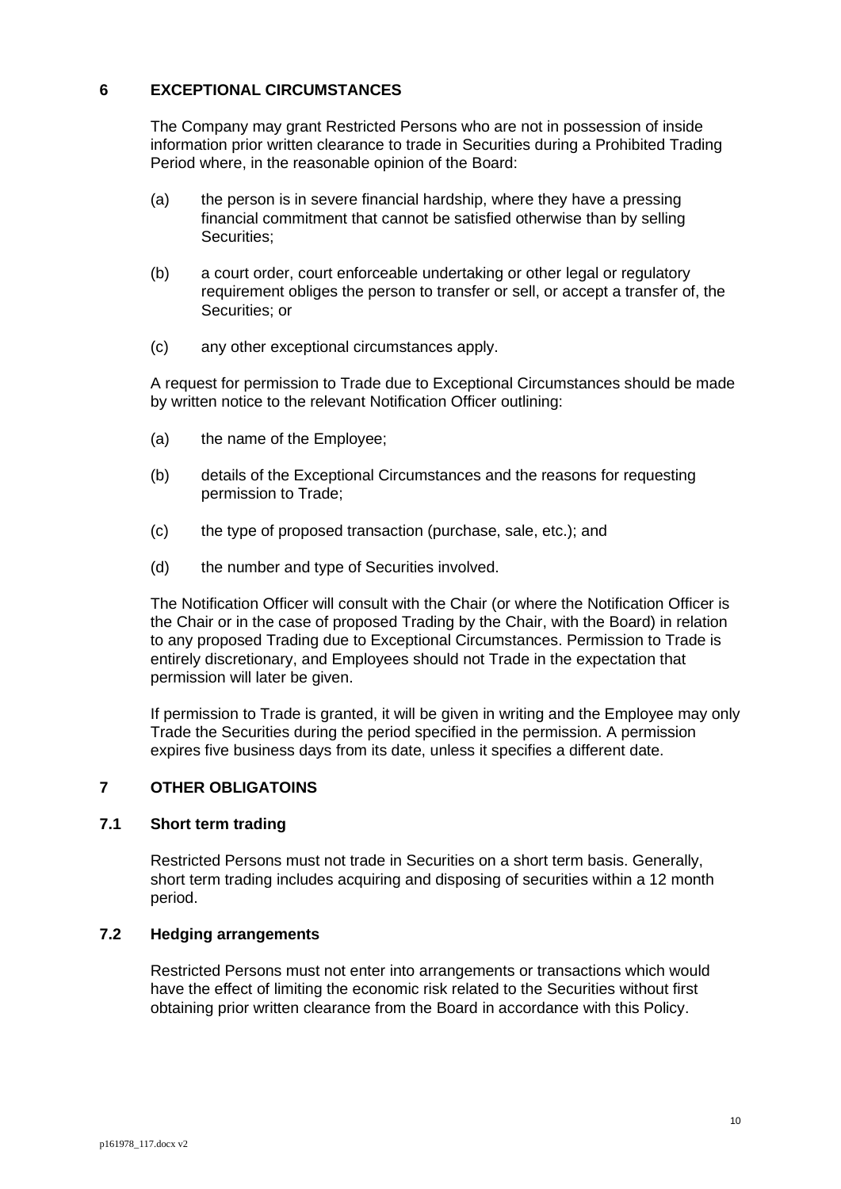## 6 EXCEPTIONAL CIRCUMSTANCES

The Company may grant Restricted Persons who are not in possession of inside information prior written clearance to trade in Securities during a Prohibited Trading Period where, in the reasonable opinion of the Board:

(a) the person is in severe financial hardship, where they have a pressing financial commitment that cannot be satisfied otherwise than by selling Securities;

(b) a court order, court enforceable undertaking or other legal or regulatory requirement obliges the person to transfer or sell, or accept a transfer of, the Securities; or

(c) any other exceptional circumstances apply.

A request for permission to Trade due to Exceptional Circumstances should be made by written notice to the relevant Notification Officer outlining:

(a) the name of the Employee;

(b) details of the Exceptional Circumstances and the reasons for requesting permission to Trade;

(c) the type of proposed transaction (purchase, sale, etc.); and

(d) the number and type of Securities involved.

The Notification Officer will consult with the Chair (or where the Notification Officer is the Chair or in the case of proposed Trading by the Chair, with the Board) in relation to any proposed Trading due to Exceptional Circumstances. Permission to Trade is entirely discretionary, and Employees should not Trade in the expectation that permission will later be given.

If permission to Trade is granted, it will be given in writing and the Employee may only Trade the Securities during the period specified in the permission. A permission expires five business days from its date, unless it specifies a different date.

## 7 OTHER OBLIGATOINS

### 7.1 Short term trading

Restricted Persons must not trade in Securities on a short term basis. Generally, short term trading includes acquiring and disposing of securities within a 12 month period.

### 7.2 Hedging arrangements

Restricted Persons must not enter into arrangements or transactions which would have the effect of limiting the economic risk related to the Securities without first obtaining prior written clearance from the Board in accordance with this Policy.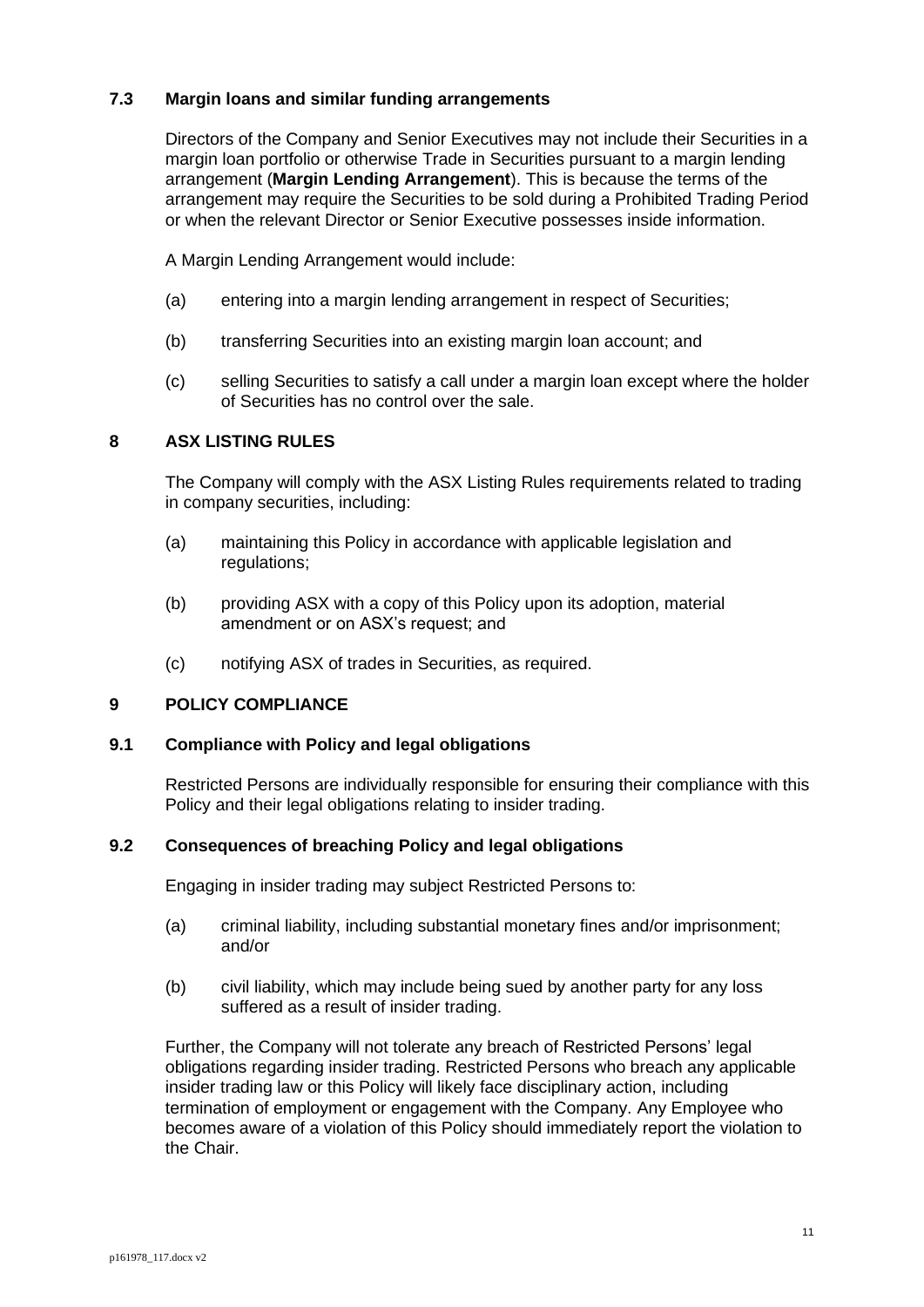### 7.3 Margin loans and similar funding arrangements

Directors of the Company and Senior Executives may not include their Securities in a margin loan portfolio or otherwise Trade in Securities pursuant to a margin lending arrangement (**Margin Lending Arrangement**). This is because the terms of the arrangement may require the Securities to be sold during a Prohibited Trading Period or when the relevant Director or Senior Executive possesses inside information.

A Margin Lending Arrangement would include:

(a) entering into a margin lending arrangement in respect of Securities;

(b) transferring Securities into an existing margin loan account; and

(c) selling Securities to satisfy a call under a margin loan except where the holder of Securities has no control over the sale.

## 8 ASX LISTING RULES

The Company will comply with the ASX Listing Rules requirements related to trading in company securities, including:

(a) maintaining this Policy in accordance with applicable legislation and regulations;

(b) providing ASX with a copy of this Policy upon its adoption, material amendment or on ASX's request; and

(c) notifying ASX of trades in Securities, as required.

## 9 POLICY COMPLIANCE

### 9.1 Compliance with Policy and legal obligations

Restricted Persons are individually responsible for ensuring their compliance with this Policy and their legal obligations relating to insider trading.

### 9.2 Consequences of breaching Policy and legal obligations

Engaging in insider trading may subject Restricted Persons to:

(a) criminal liability, including substantial monetary fines and/or imprisonment; and/or

(b) civil liability, which may include being sued by another party for any loss suffered as a result of insider trading.

Further, the Company will not tolerate any breach of Restricted Persons' legal obligations regarding insider trading. Restricted Persons who breach any applicable insider trading law or this Policy will likely face disciplinary action, including termination of employment or engagement with the Company. Any Employee who becomes aware of a violation of this Policy should immediately report the violation to the Chair.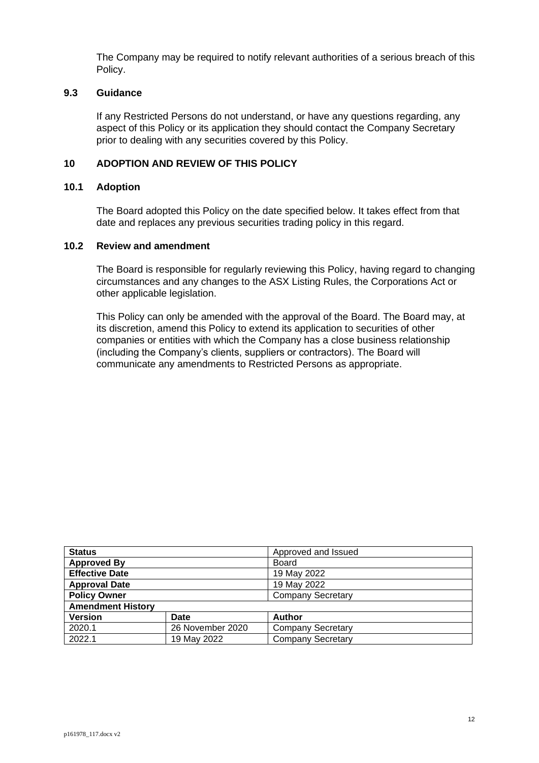The Company may be required to notify relevant authorities of a serious breach of this Policy.

### 9.3 Guidance

If any Restricted Persons do not understand, or have any questions regarding, any aspect of this Policy or its application they should contact the Company Secretary prior to dealing with any securities covered by this Policy.

## 10 ADOPTION AND REVIEW OF THIS POLICY

### 10.1 Adoption

The Board adopted this Policy on the date specified below. It takes effect from that date and replaces any previous securities trading policy in this regard.

### 10.2 Review and amendment

The Board is responsible for regularly reviewing this Policy, having regard to changing circumstances and any changes to the ASX Listing Rules, the Corporations Act or other applicable legislation.

This Policy can only be amended with the approval of the Board. The Board may, at its discretion, amend this Policy to extend its application to securities of other companies or entities with which the Company has a close business relationship (including the Company's clients, suppliers or contractors). The Board will communicate any amendments to Restricted Persons as appropriate.

| | | |
|---|---|---|
| **Status** | | Approved and Issued |
| **Approved By** | | Board |
| **Effective Date** | | 19 May 2022 |
| **Approval Date** | | 19 May 2022 |
| **Policy Owner** | | Company Secretary |
| **Amendment History** | | |
| **Version** | **Date** | **Author** |
| 2020.1 | 26 November 2020 | Company Secretary |
| 2022.1 | 19 May 2022 | Company Secretary |

p161978_117.docx v2